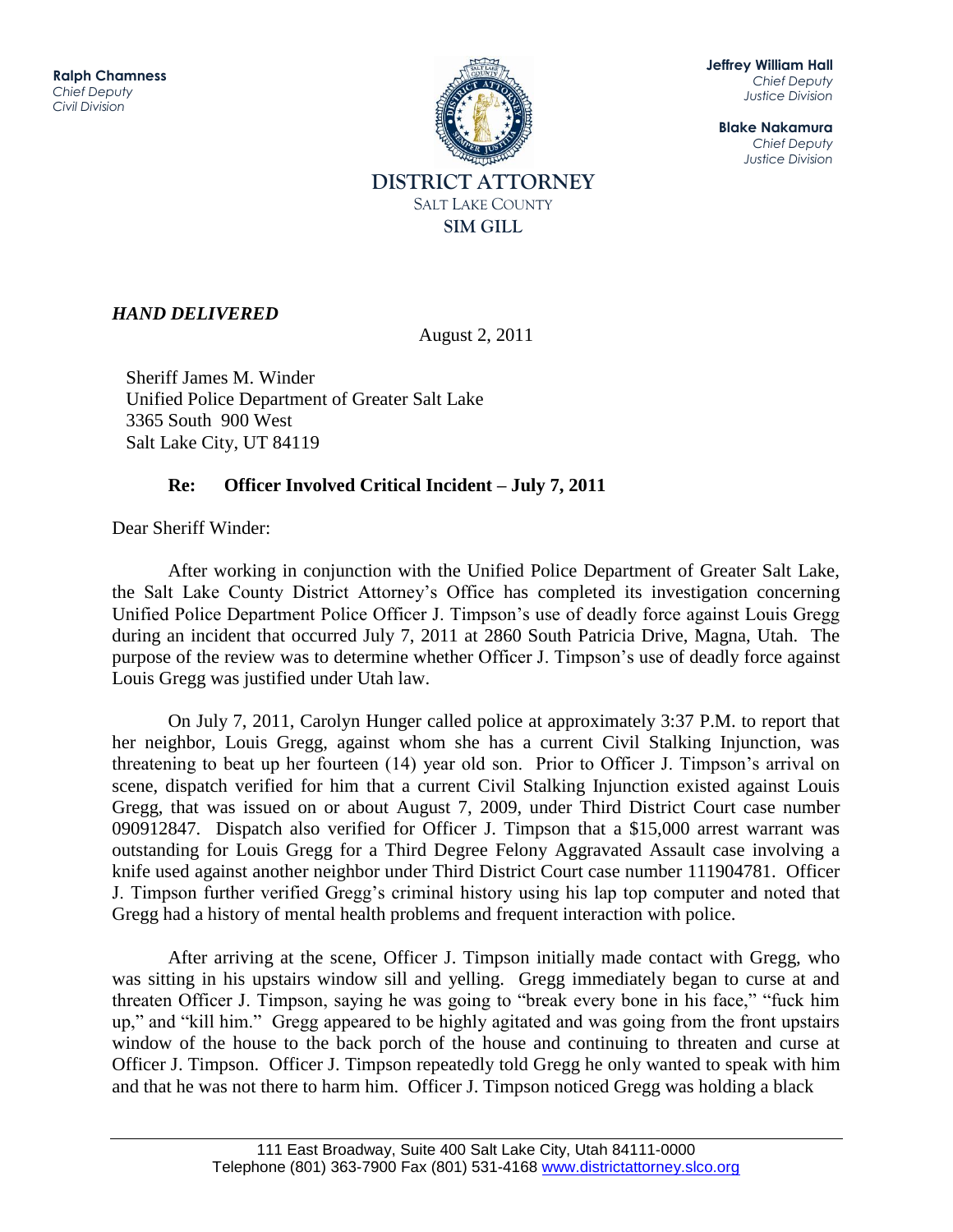**Ralph Chamness**
*Chief Deputy*
*Civil Division*

**Jeffrey William Hall**
*Chief Deputy*
*Justice Division*

**Blake Nakamura**
*Chief Deputy*
*Justice Division*

DISTRICT ATTORNEY
SALT LAKE COUNTY
SIM GILL

***HAND DELIVERED***

August 2, 2011

Sheriff James M. Winder
Unified Police Department of Greater Salt Lake
3365 South 900 West
Salt Lake City, UT 84119

**Re: Officer Involved Critical Incident – July 7, 2011**

Dear Sheriff Winder:

After working in conjunction with the Unified Police Department of Greater Salt Lake, the Salt Lake County District Attorney's Office has completed its investigation concerning Unified Police Department Police Officer J. Timpson's use of deadly force against Louis Gregg during an incident that occurred July 7, 2011 at 2860 South Patricia Drive, Magna, Utah. The purpose of the review was to determine whether Officer J. Timpson's use of deadly force against Louis Gregg was justified under Utah law.

On July 7, 2011, Carolyn Hunger called police at approximately 3:37 P.M. to report that her neighbor, Louis Gregg, against whom she has a current Civil Stalking Injunction, was threatening to beat up her fourteen (14) year old son. Prior to Officer J. Timpson's arrival on scene, dispatch verified for him that a current Civil Stalking Injunction existed against Louis Gregg, that was issued on or about August 7, 2009, under Third District Court case number 090912847. Dispatch also verified for Officer J. Timpson that a $15,000 arrest warrant was outstanding for Louis Gregg for a Third Degree Felony Aggravated Assault case involving a knife used against another neighbor under Third District Court case number 111904781. Officer J. Timpson further verified Gregg's criminal history using his lap top computer and noted that Gregg had a history of mental health problems and frequent interaction with police.

After arriving at the scene, Officer J. Timpson initially made contact with Gregg, who was sitting in his upstairs window sill and yelling. Gregg immediately began to curse at and threaten Officer J. Timpson, saying he was going to "break every bone in his face," "fuck him up," and "kill him." Gregg appeared to be highly agitated and was going from the front upstairs window of the house to the back porch of the house and continuing to threaten and curse at Officer J. Timpson. Officer J. Timpson repeatedly told Gregg he only wanted to speak with him and that he was not there to harm him. Officer J. Timpson noticed Gregg was holding a black

111 East Broadway, Suite 400 Salt Lake City, Utah 84111-0000
Telephone (801) 363-7900 Fax (801) 531-4168 www.districtattorney.slco.org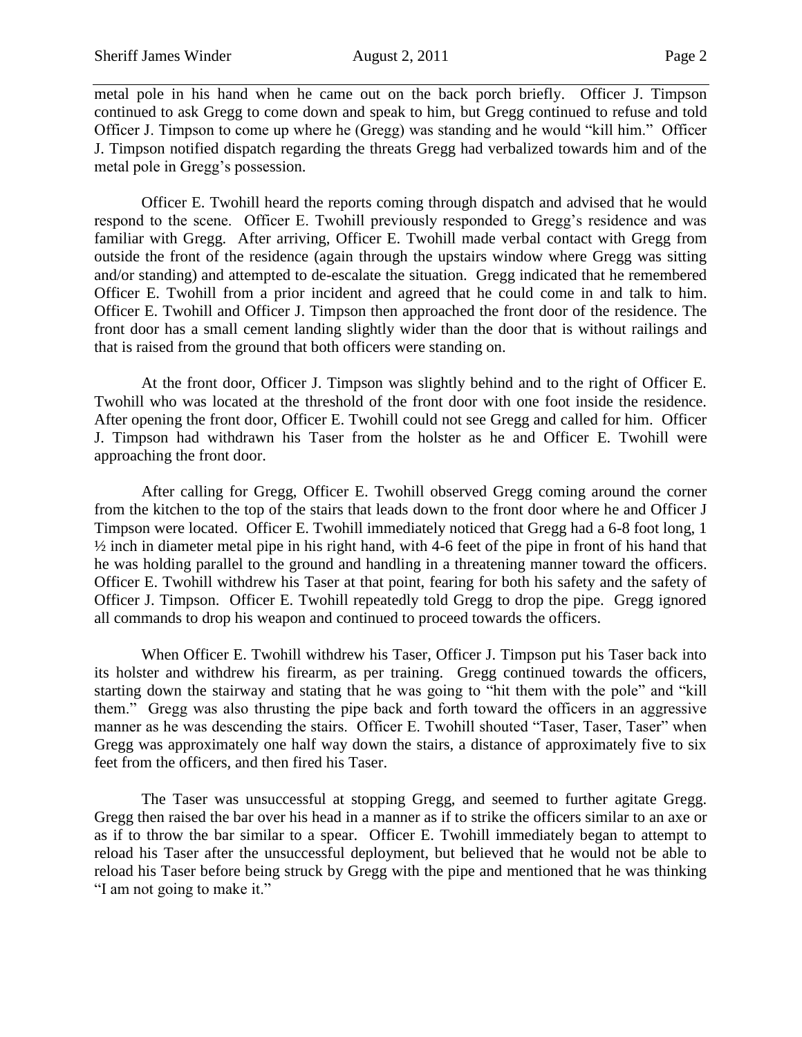metal pole in his hand when he came out on the back porch briefly. Officer J. Timpson continued to ask Gregg to come down and speak to him, but Gregg continued to refuse and told Officer J. Timpson to come up where he (Gregg) was standing and he would "kill him." Officer J. Timpson notified dispatch regarding the threats Gregg had verbalized towards him and of the metal pole in Gregg's possession.

Officer E. Twohill heard the reports coming through dispatch and advised that he would respond to the scene. Officer E. Twohill previously responded to Gregg's residence and was familiar with Gregg. After arriving, Officer E. Twohill made verbal contact with Gregg from outside the front of the residence (again through the upstairs window where Gregg was sitting and/or standing) and attempted to de-escalate the situation. Gregg indicated that he remembered Officer E. Twohill from a prior incident and agreed that he could come in and talk to him. Officer E. Twohill and Officer J. Timpson then approached the front door of the residence. The front door has a small cement landing slightly wider than the door that is without railings and that is raised from the ground that both officers were standing on.

At the front door, Officer J. Timpson was slightly behind and to the right of Officer E. Twohill who was located at the threshold of the front door with one foot inside the residence. After opening the front door, Officer E. Twohill could not see Gregg and called for him. Officer J. Timpson had withdrawn his Taser from the holster as he and Officer E. Twohill were approaching the front door.

After calling for Gregg, Officer E. Twohill observed Gregg coming around the corner from the kitchen to the top of the stairs that leads down to the front door where he and Officer J Timpson were located. Officer E. Twohill immediately noticed that Gregg had a 6-8 foot long, 1 ½ inch in diameter metal pipe in his right hand, with 4-6 feet of the pipe in front of his hand that he was holding parallel to the ground and handling in a threatening manner toward the officers. Officer E. Twohill withdrew his Taser at that point, fearing for both his safety and the safety of Officer J. Timpson. Officer E. Twohill repeatedly told Gregg to drop the pipe. Gregg ignored all commands to drop his weapon and continued to proceed towards the officers.

When Officer E. Twohill withdrew his Taser, Officer J. Timpson put his Taser back into its holster and withdrew his firearm, as per training. Gregg continued towards the officers, starting down the stairway and stating that he was going to "hit them with the pole" and "kill them." Gregg was also thrusting the pipe back and forth toward the officers in an aggressive manner as he was descending the stairs. Officer E. Twohill shouted "Taser, Taser, Taser" when Gregg was approximately one half way down the stairs, a distance of approximately five to six feet from the officers, and then fired his Taser.

The Taser was unsuccessful at stopping Gregg, and seemed to further agitate Gregg. Gregg then raised the bar over his head in a manner as if to strike the officers similar to an axe or as if to throw the bar similar to a spear. Officer E. Twohill immediately began to attempt to reload his Taser after the unsuccessful deployment, but believed that he would not be able to reload his Taser before being struck by Gregg with the pipe and mentioned that he was thinking "I am not going to make it."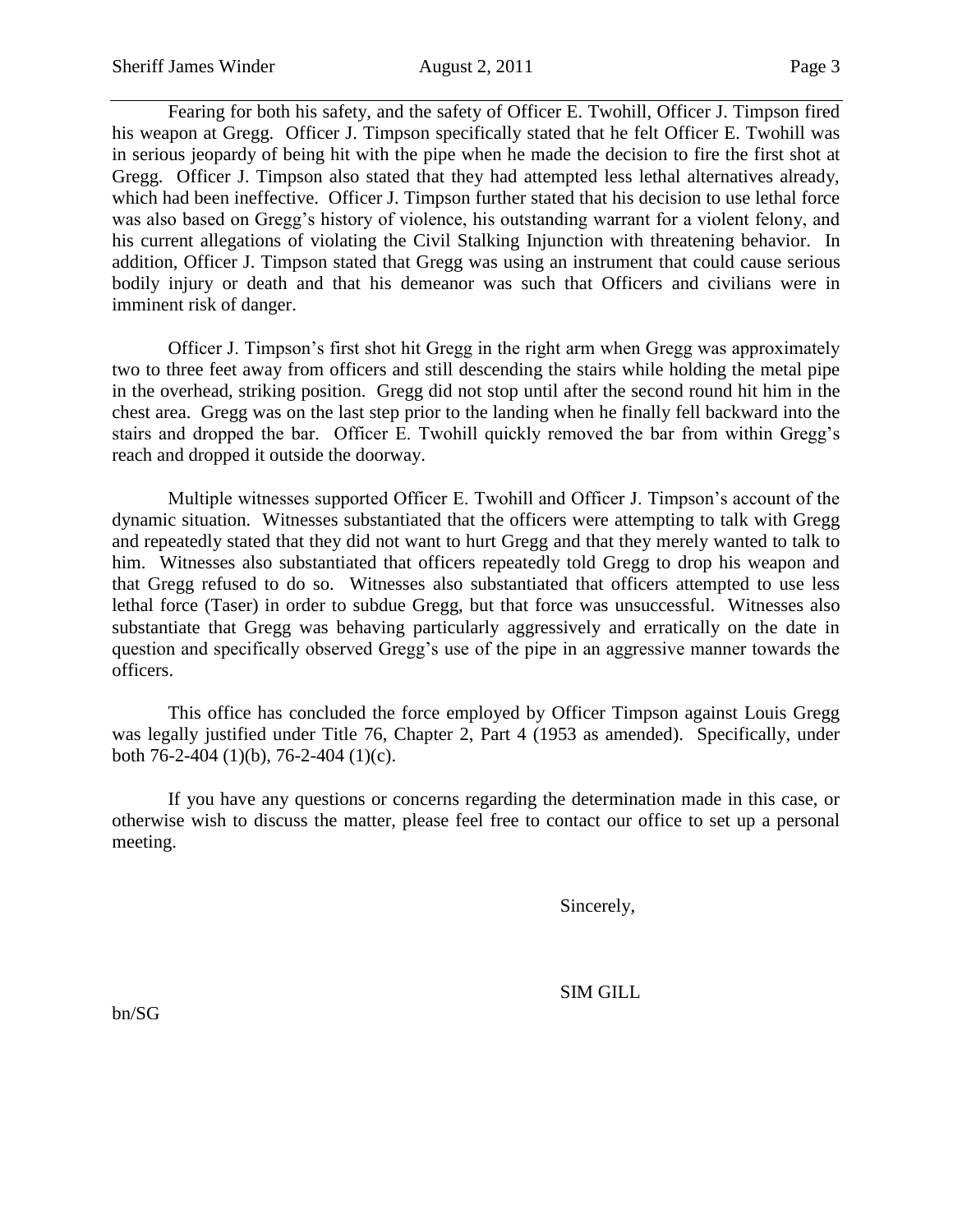Fearing for both his safety, and the safety of Officer E. Twohill, Officer J. Timpson fired his weapon at Gregg. Officer J. Timpson specifically stated that he felt Officer E. Twohill was in serious jeopardy of being hit with the pipe when he made the decision to fire the first shot at Gregg. Officer J. Timpson also stated that they had attempted less lethal alternatives already, which had been ineffective. Officer J. Timpson further stated that his decision to use lethal force was also based on Gregg's history of violence, his outstanding warrant for a violent felony, and his current allegations of violating the Civil Stalking Injunction with threatening behavior. In addition, Officer J. Timpson stated that Gregg was using an instrument that could cause serious bodily injury or death and that his demeanor was such that Officers and civilians were in imminent risk of danger.

Officer J. Timpson's first shot hit Gregg in the right arm when Gregg was approximately two to three feet away from officers and still descending the stairs while holding the metal pipe in the overhead, striking position. Gregg did not stop until after the second round hit him in the chest area. Gregg was on the last step prior to the landing when he finally fell backward into the stairs and dropped the bar. Officer E. Twohill quickly removed the bar from within Gregg's reach and dropped it outside the doorway.

Multiple witnesses supported Officer E. Twohill and Officer J. Timpson's account of the dynamic situation. Witnesses substantiated that the officers were attempting to talk with Gregg and repeatedly stated that they did not want to hurt Gregg and that they merely wanted to talk to him. Witnesses also substantiated that officers repeatedly told Gregg to drop his weapon and that Gregg refused to do so. Witnesses also substantiated that officers attempted to use less lethal force (Taser) in order to subdue Gregg, but that force was unsuccessful. Witnesses also substantiate that Gregg was behaving particularly aggressively and erratically on the date in question and specifically observed Gregg's use of the pipe in an aggressive manner towards the officers.

This office has concluded the force employed by Officer Timpson against Louis Gregg was legally justified under Title 76, Chapter 2, Part 4 (1953 as amended). Specifically, under both 76-2-404 (1)(b), 76-2-404 (1)(c).

If you have any questions or concerns regarding the determination made in this case, or otherwise wish to discuss the matter, please feel free to contact our office to set up a personal meeting.

Sincerely,

SIM GILL

bn/SG